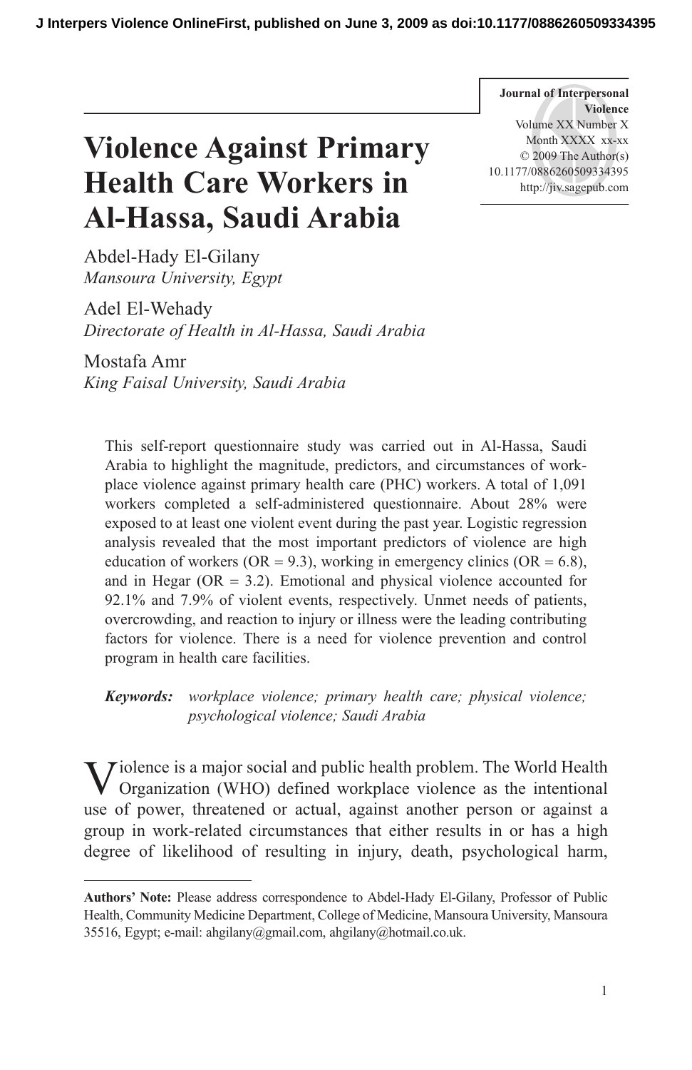# Violence Against Primary Health Care Workers in Al-Hassa, Saudi Arabia

Abdel-Hady El-Gilany
*Mansoura University, Egypt*

Adel El-Wehady
*Directorate of Health in Al-Hassa, Saudi Arabia*

Mostafa Amr
*King Faisal University, Saudi Arabia*

This self-report questionnaire study was carried out in Al-Hassa, Saudi Arabia to highlight the magnitude, predictors, and circumstances of workplace violence against primary health care (PHC) workers. A total of 1,091 workers completed a self-administered questionnaire. About 28% were exposed to at least one violent event during the past year. Logistic regression analysis revealed that the most important predictors of violence are high education of workers (OR = 9.3), working in emergency clinics (OR = 6.8), and in Hegar (OR = 3.2). Emotional and physical violence accounted for 92.1% and 7.9% of violent events, respectively. Unmet needs of patients, overcrowding, and reaction to injury or illness were the leading contributing factors for violence. There is a need for violence prevention and control program in health care facilities.

***Keywords:*** *workplace violence; primary health care; physical violence; psychological violence; Saudi Arabia*

Violence is a major social and public health problem. The World Health Organization (WHO) defined workplace violence as the intentional use of power, threatened or actual, against another person or against a group in work-related circumstances that either results in or has a high degree of likelihood of resulting in injury, death, psychological harm,

---

**Authors' Note:** Please address correspondence to Abdel-Hady El-Gilany, Professor of Public Health, Community Medicine Department, College of Medicine, Mansoura University, Mansoura 35516, Egypt; e-mail: ahgilany@gmail.com, ahgilany@hotmail.co.uk.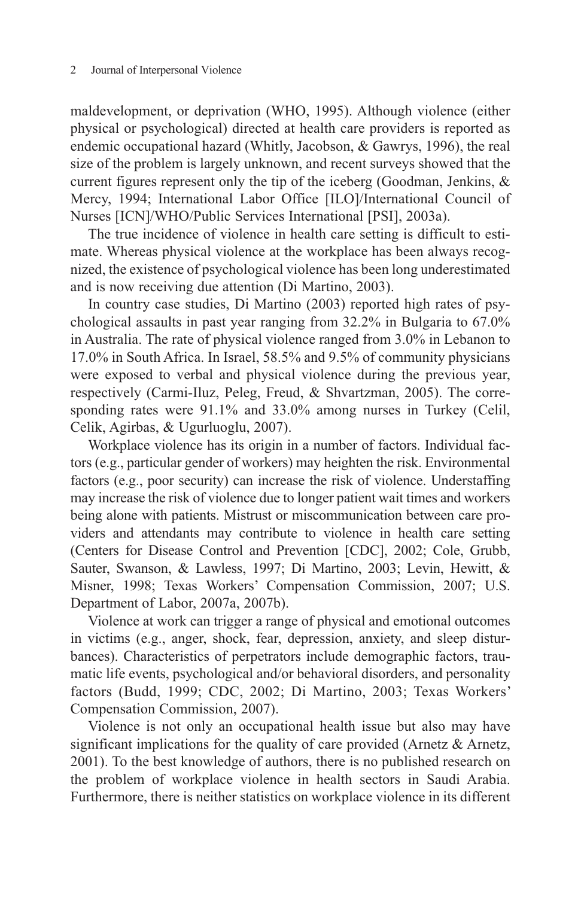maldevelopment, or deprivation (WHO, 1995). Although violence (either physical or psychological) directed at health care providers is reported as endemic occupational hazard (Whitly, Jacobson, & Gawrys, 1996), the real size of the problem is largely unknown, and recent surveys showed that the current figures represent only the tip of the iceberg (Goodman, Jenkins, & Mercy, 1994; International Labor Office [ILO]/International Council of Nurses [ICN]/WHO/Public Services International [PSI], 2003a).

The true incidence of violence in health care setting is difficult to estimate. Whereas physical violence at the workplace has been always recognized, the existence of psychological violence has been long underestimated and is now receiving due attention (Di Martino, 2003).

In country case studies, Di Martino (2003) reported high rates of psychological assaults in past year ranging from 32.2% in Bulgaria to 67.0% in Australia. The rate of physical violence ranged from 3.0% in Lebanon to 17.0% in South Africa. In Israel, 58.5% and 9.5% of community physicians were exposed to verbal and physical violence during the previous year, respectively (Carmi-Iluz, Peleg, Freud, & Shvartzman, 2005). The corresponding rates were 91.1% and 33.0% among nurses in Turkey (Celil, Celik, Agirbas, & Ugurluoglu, 2007).

Workplace violence has its origin in a number of factors. Individual factors (e.g., particular gender of workers) may heighten the risk. Environmental factors (e.g., poor security) can increase the risk of violence. Understaffing may increase the risk of violence due to longer patient wait times and workers being alone with patients. Mistrust or miscommunication between care providers and attendants may contribute to violence in health care setting (Centers for Disease Control and Prevention [CDC], 2002; Cole, Grubb, Sauter, Swanson, & Lawless, 1997; Di Martino, 2003; Levin, Hewitt, & Misner, 1998; Texas Workers' Compensation Commission, 2007; U.S. Department of Labor, 2007a, 2007b).

Violence at work can trigger a range of physical and emotional outcomes in victims (e.g., anger, shock, fear, depression, anxiety, and sleep disturbances). Characteristics of perpetrators include demographic factors, traumatic life events, psychological and/or behavioral disorders, and personality factors (Budd, 1999; CDC, 2002; Di Martino, 2003; Texas Workers' Compensation Commission, 2007).

Violence is not only an occupational health issue but also may have significant implications for the quality of care provided (Arnetz & Arnetz, 2001). To the best knowledge of authors, there is no published research on the problem of workplace violence in health sectors in Saudi Arabia. Furthermore, there is neither statistics on workplace violence in its different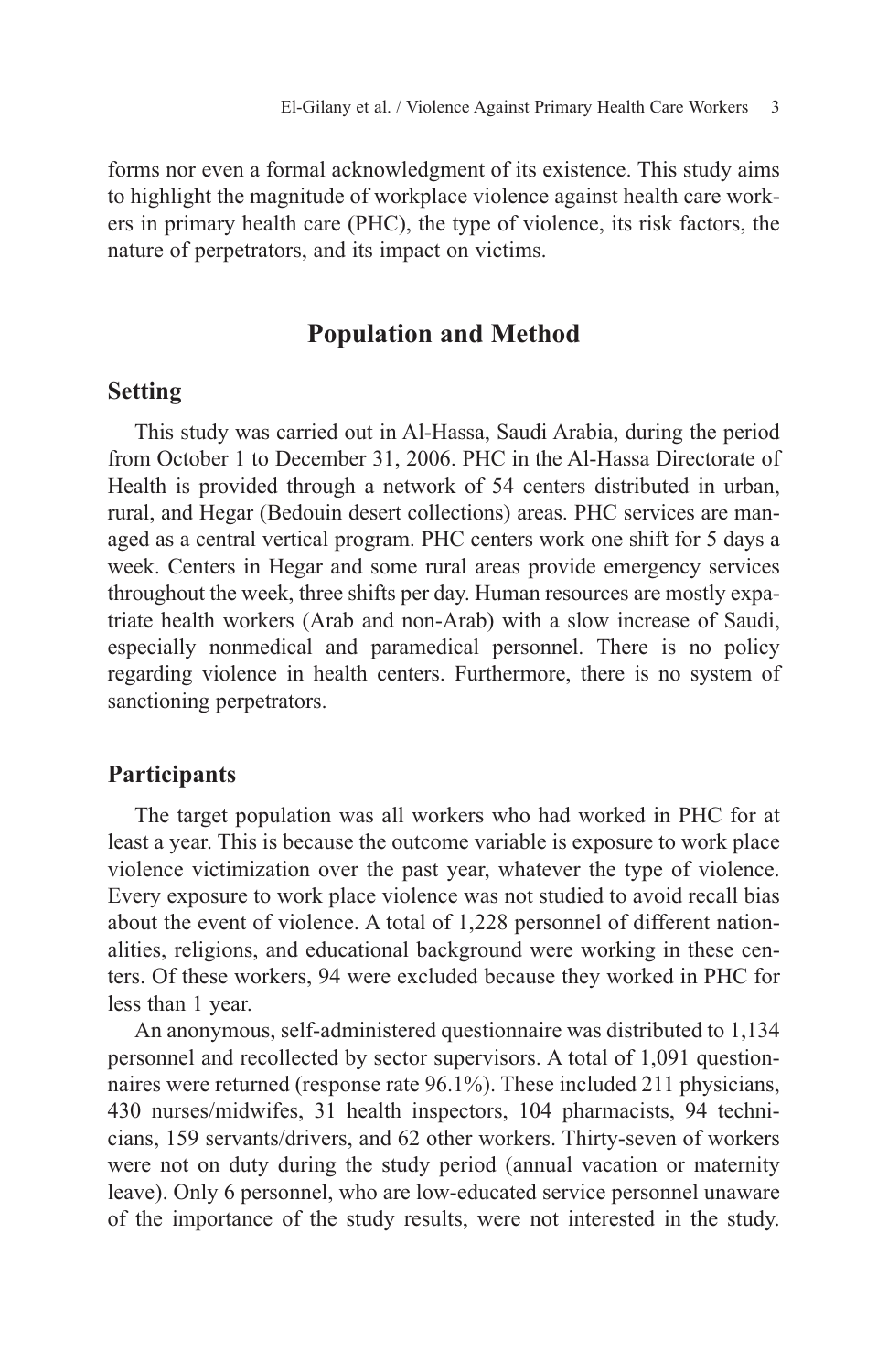forms nor even a formal acknowledgment of its existence. This study aims to highlight the magnitude of workplace violence against health care workers in primary health care (PHC), the type of violence, its risk factors, the nature of perpetrators, and its impact on victims.

## Population and Method

### Setting

This study was carried out in Al-Hassa, Saudi Arabia, during the period from October 1 to December 31, 2006. PHC in the Al-Hassa Directorate of Health is provided through a network of 54 centers distributed in urban, rural, and Hegar (Bedouin desert collections) areas. PHC services are managed as a central vertical program. PHC centers work one shift for 5 days a week. Centers in Hegar and some rural areas provide emergency services throughout the week, three shifts per day. Human resources are mostly expatriate health workers (Arab and non-Arab) with a slow increase of Saudi, especially nonmedical and paramedical personnel. There is no policy regarding violence in health centers. Furthermore, there is no system of sanctioning perpetrators.

### Participants

The target population was all workers who had worked in PHC for at least a year. This is because the outcome variable is exposure to work place violence victimization over the past year, whatever the type of violence. Every exposure to work place violence was not studied to avoid recall bias about the event of violence. A total of 1,228 personnel of different nationalities, religions, and educational background were working in these centers. Of these workers, 94 were excluded because they worked in PHC for less than 1 year.

An anonymous, self-administered questionnaire was distributed to 1,134 personnel and recollected by sector supervisors. A total of 1,091 questionnaires were returned (response rate 96.1%). These included 211 physicians, 430 nurses/midwifes, 31 health inspectors, 104 pharmacists, 94 technicians, 159 servants/drivers, and 62 other workers. Thirty-seven of workers were not on duty during the study period (annual vacation or maternity leave). Only 6 personnel, who are low-educated service personnel unaware of the importance of the study results, were not interested in the study.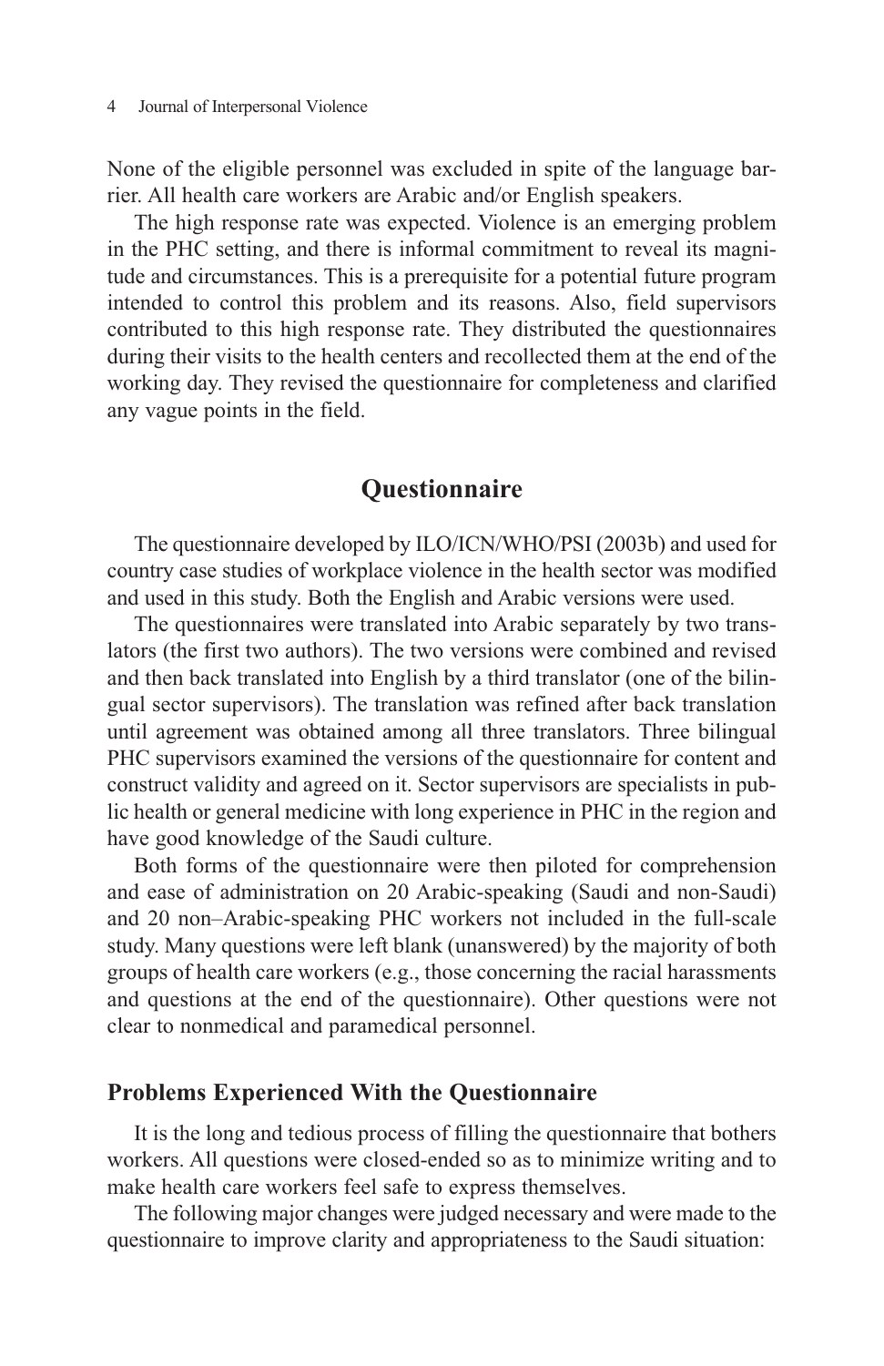None of the eligible personnel was excluded in spite of the language barrier. All health care workers are Arabic and/or English speakers.

The high response rate was expected. Violence is an emerging problem in the PHC setting, and there is informal commitment to reveal its magnitude and circumstances. This is a prerequisite for a potential future program intended to control this problem and its reasons. Also, field supervisors contributed to this high response rate. They distributed the questionnaires during their visits to the health centers and recollected them at the end of the working day. They revised the questionnaire for completeness and clarified any vague points in the field.

## Questionnaire

The questionnaire developed by ILO/ICN/WHO/PSI (2003b) and used for country case studies of workplace violence in the health sector was modified and used in this study. Both the English and Arabic versions were used.

The questionnaires were translated into Arabic separately by two translators (the first two authors). The two versions were combined and revised and then back translated into English by a third translator (one of the bilingual sector supervisors). The translation was refined after back translation until agreement was obtained among all three translators. Three bilingual PHC supervisors examined the versions of the questionnaire for content and construct validity and agreed on it. Sector supervisors are specialists in public health or general medicine with long experience in PHC in the region and have good knowledge of the Saudi culture.

Both forms of the questionnaire were then piloted for comprehension and ease of administration on 20 Arabic-speaking (Saudi and non-Saudi) and 20 non–Arabic-speaking PHC workers not included in the full-scale study. Many questions were left blank (unanswered) by the majority of both groups of health care workers (e.g., those concerning the racial harassments and questions at the end of the questionnaire). Other questions were not clear to nonmedical and paramedical personnel.

### Problems Experienced With the Questionnaire

It is the long and tedious process of filling the questionnaire that bothers workers. All questions were closed-ended so as to minimize writing and to make health care workers feel safe to express themselves.

The following major changes were judged necessary and were made to the questionnaire to improve clarity and appropriateness to the Saudi situation: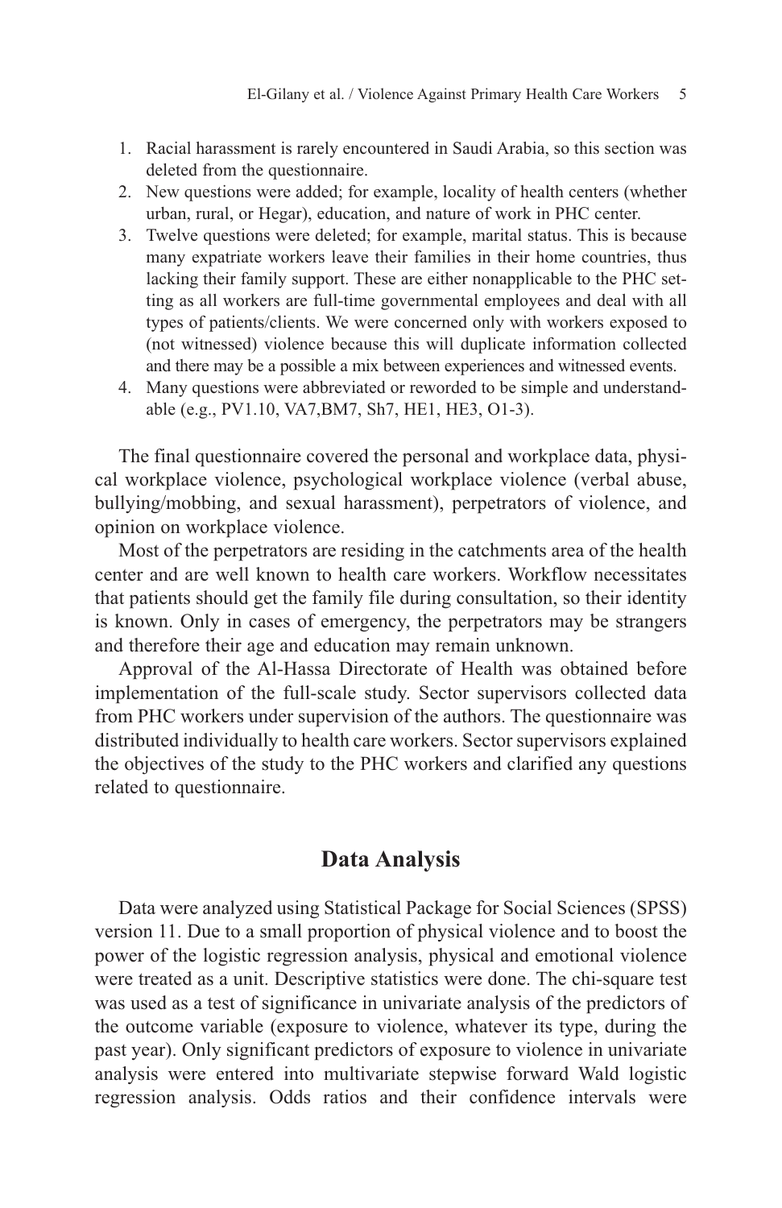1. Racial harassment is rarely encountered in Saudi Arabia, so this section was deleted from the questionnaire.
2. New questions were added; for example, locality of health centers (whether urban, rural, or Hegar), education, and nature of work in PHC center.
3. Twelve questions were deleted; for example, marital status. This is because many expatriate workers leave their families in their home countries, thus lacking their family support. These are either nonapplicable to the PHC setting as all workers are full-time governmental employees and deal with all types of patients/clients. We were concerned only with workers exposed to (not witnessed) violence because this will duplicate information collected and there may be a possible a mix between experiences and witnessed events.
4. Many questions were abbreviated or reworded to be simple and understandable (e.g., PV1.10, VA7,BM7, Sh7, HE1, HE3, O1-3).

The final questionnaire covered the personal and workplace data, physical workplace violence, psychological workplace violence (verbal abuse, bullying/mobbing, and sexual harassment), perpetrators of violence, and opinion on workplace violence.

Most of the perpetrators are residing in the catchments area of the health center and are well known to health care workers. Workflow necessitates that patients should get the family file during consultation, so their identity is known. Only in cases of emergency, the perpetrators may be strangers and therefore their age and education may remain unknown.

Approval of the Al-Hassa Directorate of Health was obtained before implementation of the full-scale study. Sector supervisors collected data from PHC workers under supervision of the authors. The questionnaire was distributed individually to health care workers. Sector supervisors explained the objectives of the study to the PHC workers and clarified any questions related to questionnaire.

## Data Analysis

Data were analyzed using Statistical Package for Social Sciences (SPSS) version 11. Due to a small proportion of physical violence and to boost the power of the logistic regression analysis, physical and emotional violence were treated as a unit. Descriptive statistics were done. The chi-square test was used as a test of significance in univariate analysis of the predictors of the outcome variable (exposure to violence, whatever its type, during the past year). Only significant predictors of exposure to violence in univariate analysis were entered into multivariate stepwise forward Wald logistic regression analysis. Odds ratios and their confidence intervals were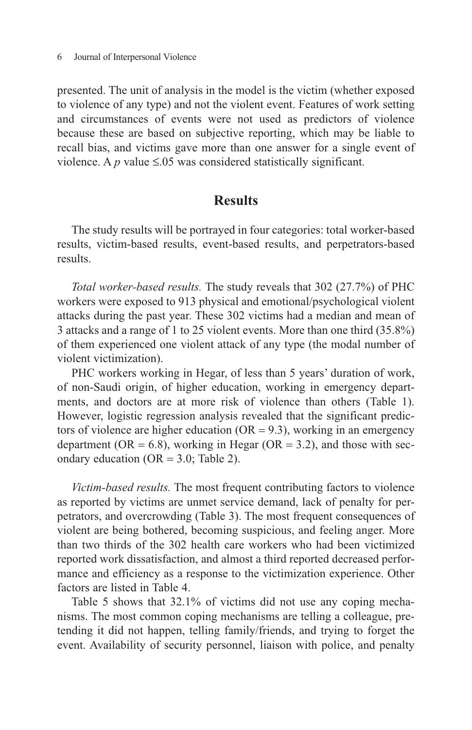presented. The unit of analysis in the model is the victim (whether exposed to violence of any type) and not the violent event. Features of work setting and circumstances of events were not used as predictors of violence because these are based on subjective reporting, which may be liable to recall bias, and victims gave more than one answer for a single event of violence. A $p$ value ≤.05 was considered statistically significant.

## Results

The study results will be portrayed in four categories: total worker-based results, victim-based results, event-based results, and perpetrators-based results.

*Total worker-based results.* The study reveals that 302 (27.7%) of PHC workers were exposed to 913 physical and emotional/psychological violent attacks during the past year. These 302 victims had a median and mean of 3 attacks and a range of 1 to 25 violent events. More than one third (35.8%) of them experienced one violent attack of any type (the modal number of violent victimization).

PHC workers working in Hegar, of less than 5 years' duration of work, of non-Saudi origin, of higher education, working in emergency departments, and doctors are at more risk of violence than others (Table 1). However, logistic regression analysis revealed that the significant predictors of violence are higher education (OR = 9.3), working in an emergency department (OR = 6.8), working in Hegar (OR = 3.2), and those with secondary education (OR = 3.0; Table 2).

*Victim-based results.* The most frequent contributing factors to violence as reported by victims are unmet service demand, lack of penalty for perpetrators, and overcrowding (Table 3). The most frequent consequences of violent are being bothered, becoming suspicious, and feeling anger. More than two thirds of the 302 health care workers who had been victimized reported work dissatisfaction, and almost a third reported decreased performance and efficiency as a response to the victimization experience. Other factors are listed in Table 4.

Table 5 shows that 32.1% of victims did not use any coping mechanisms. The most common coping mechanisms are telling a colleague, pretending it did not happen, telling family/friends, and trying to forget the event. Availability of security personnel, liaison with police, and penalty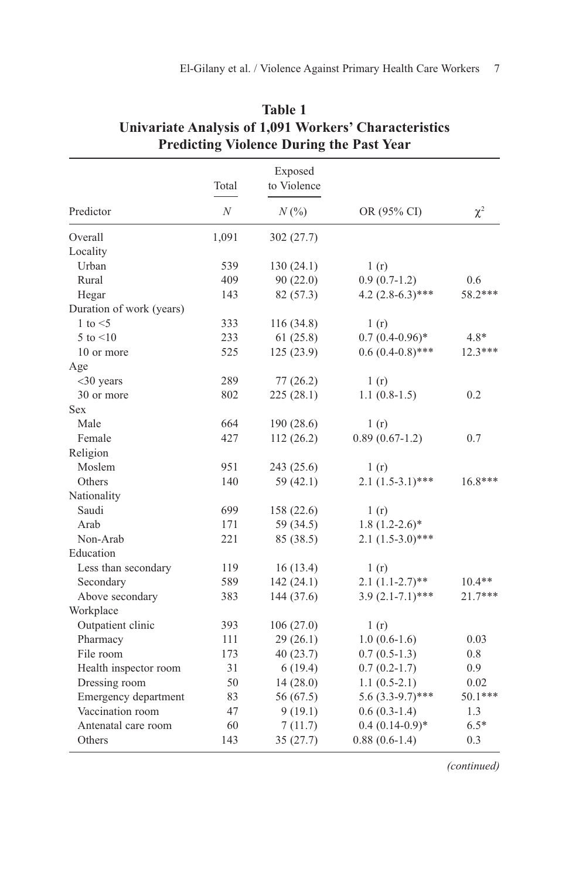**Table 1**
**Univariate Analysis of 1,091 Workers' Characteristics Predicting Violence During the Past Year**

| Predictor | Total N | Exposed to Violence N (%) | OR (95% CI) | $\chi^2$ |
|---|---|---|---|---|
| Overall | 1,091 | 302 (27.7) | | |
| Locality | | | | |
| Urban | 539 | 130 (24.1) | 1 (r) | |
| Rural | 409 | 90 (22.0) | 0.9 (0.7-1.2) | 0.6 |
| Hegar | 143 | 82 (57.3) | 4.2 (2.8-6.3)*** | 58.2*** |
| Duration of work (years) | | | | |
| 1 to <5 | 333 | 116 (34.8) | 1 (r) | |
| 5 to <10 | 233 | 61 (25.8) | 0.7 (0.4-0.96)* | 4.8* |
| 10 or more | 525 | 125 (23.9) | 0.6 (0.4-0.8)*** | 12.3*** |
| Age | | | | |
| <30 years | 289 | 77 (26.2) | 1 (r) | |
| 30 or more | 802 | 225 (28.1) | 1.1 (0.8-1.5) | 0.2 |
| Sex | | | | |
| Male | 664 | 190 (28.6) | 1 (r) | |
| Female | 427 | 112 (26.2) | 0.89 (0.67-1.2) | 0.7 |
| Religion | | | | |
| Moslem | 951 | 243 (25.6) | 1 (r) | |
| Others | 140 | 59 (42.1) | 2.1 (1.5-3.1)*** | 16.8*** |
| Nationality | | | | |
| Saudi | 699 | 158 (22.6) | 1 (r) | |
| Arab | 171 | 59 (34.5) | 1.8 (1.2-2.6)* | |
| Non-Arab | 221 | 85 (38.5) | 2.1 (1.5-3.0)*** | |
| Education | | | | |
| Less than secondary | 119 | 16 (13.4) | 1 (r) | |
| Secondary | 589 | 142 (24.1) | 2.1 (1.1-2.7)** | 10.4** |
| Above secondary | 383 | 144 (37.6) | 3.9 (2.1-7.1)*** | 21.7*** |
| Workplace | | | | |
| Outpatient clinic | 393 | 106 (27.0) | 1 (r) | |
| Pharmacy | 111 | 29 (26.1) | 1.0 (0.6-1.6) | 0.03 |
| File room | 173 | 40 (23.7) | 0.7 (0.5-1.3) | 0.8 |
| Health inspector room | 31 | 6 (19.4) | 0.7 (0.2-1.7) | 0.9 |
| Dressing room | 50 | 14 (28.0) | 1.1 (0.5-2.1) | 0.02 |
| Emergency department | 83 | 56 (67.5) | 5.6 (3.3-9.7)*** | 50.1*** |
| Vaccination room | 47 | 9 (19.1) | 0.6 (0.3-1.4) | 1.3 |
| Antenatal care room | 60 | 7 (11.7) | 0.4 (0.14-0.9)* | 6.5* |
| Others | 143 | 35 (27.7) | 0.88 (0.6-1.4) | 0.3 |

*(continued)*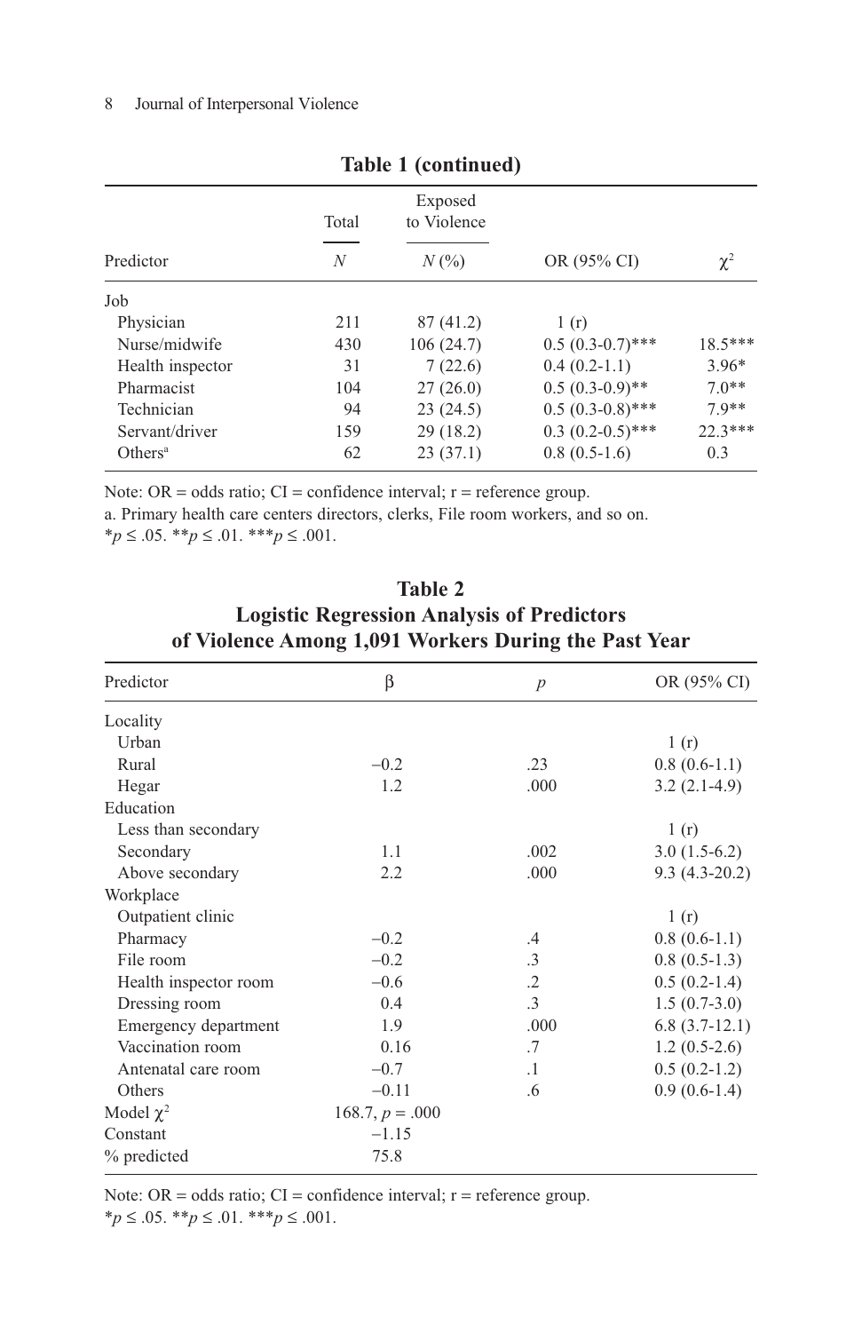**Table 1 (continued)**

| Predictor | Total | Exposed to Violence | OR (95% CI) | $\chi^2$ |
|---|---|---|---|---|
| | *N* | *N* (%) | | |
| Job | | | | |
| Physician | 211 | 87 (41.2) | 1 (r) | |
| Nurse/midwife | 430 | 106 (24.7) | 0.5 (0.3-0.7)*** | 18.5*** |
| Health inspector | 31 | 7 (22.6) | 0.4 (0.2-1.1) | 3.96* |
| Pharmacist | 104 | 27 (26.0) | 0.5 (0.3-0.9)** | 7.0** |
| Technician | 94 | 23 (24.5) | 0.5 (0.3-0.8)*** | 7.9** |
| Servant/driver | 159 | 29 (18.2) | 0.3 (0.2-0.5)*** | 22.3*** |
| Others[a] | 62 | 23 (37.1) | 0.8 (0.5-1.6) | 0.3 |

Note: OR = odds ratio; CI = confidence interval; r = reference group.
a. Primary health care centers directors, clerks, File room workers, and so on.
*$p \leq .05$. **$p \leq .01$. ***$p \leq .001$.

**Table 2**
**Logistic Regression Analysis of Predictors of Violence Among 1,091 Workers During the Past Year**

| Predictor | β | *p* | OR (95% CI) |
|---|---|---|---|
| Locality | | | |
| Urban | | | 1 (r) |
| Rural | −0.2 | .23 | 0.8 (0.6-1.1) |
| Hegar | 1.2 | .000 | 3.2 (2.1-4.9) |
| Education | | | |
| Less than secondary | | | 1 (r) |
| Secondary | 1.1 | .002 | 3.0 (1.5-6.2) |
| Above secondary | 2.2 | .000 | 9.3 (4.3-20.2) |
| Workplace | | | |
| Outpatient clinic | | | 1 (r) |
| Pharmacy | −0.2 | .4 | 0.8 (0.6-1.1) |
| File room | −0.2 | .3 | 0.8 (0.5-1.3) |
| Health inspector room | −0.6 | .2 | 0.5 (0.2-1.4) |
| Dressing room | 0.4 | .3 | 1.5 (0.7-3.0) |
| Emergency department | 1.9 | .000 | 6.8 (3.7-12.1) |
| Vaccination room | 0.16 | .7 | 1.2 (0.5-2.6) |
| Antenatal care room | −0.7 | .1 | 0.5 (0.2-1.2) |
| Others | −0.11 | .6 | 0.9 (0.6-1.4) |
| Model $\chi^2$ | 168.7, $p = .000$ | | |
| Constant | −1.15 | | |
| % predicted | 75.8 | | |

Note: OR = odds ratio; CI = confidence interval; r = reference group.
*$p \leq .05$. **$p \leq .01$. ***$p \leq .001$.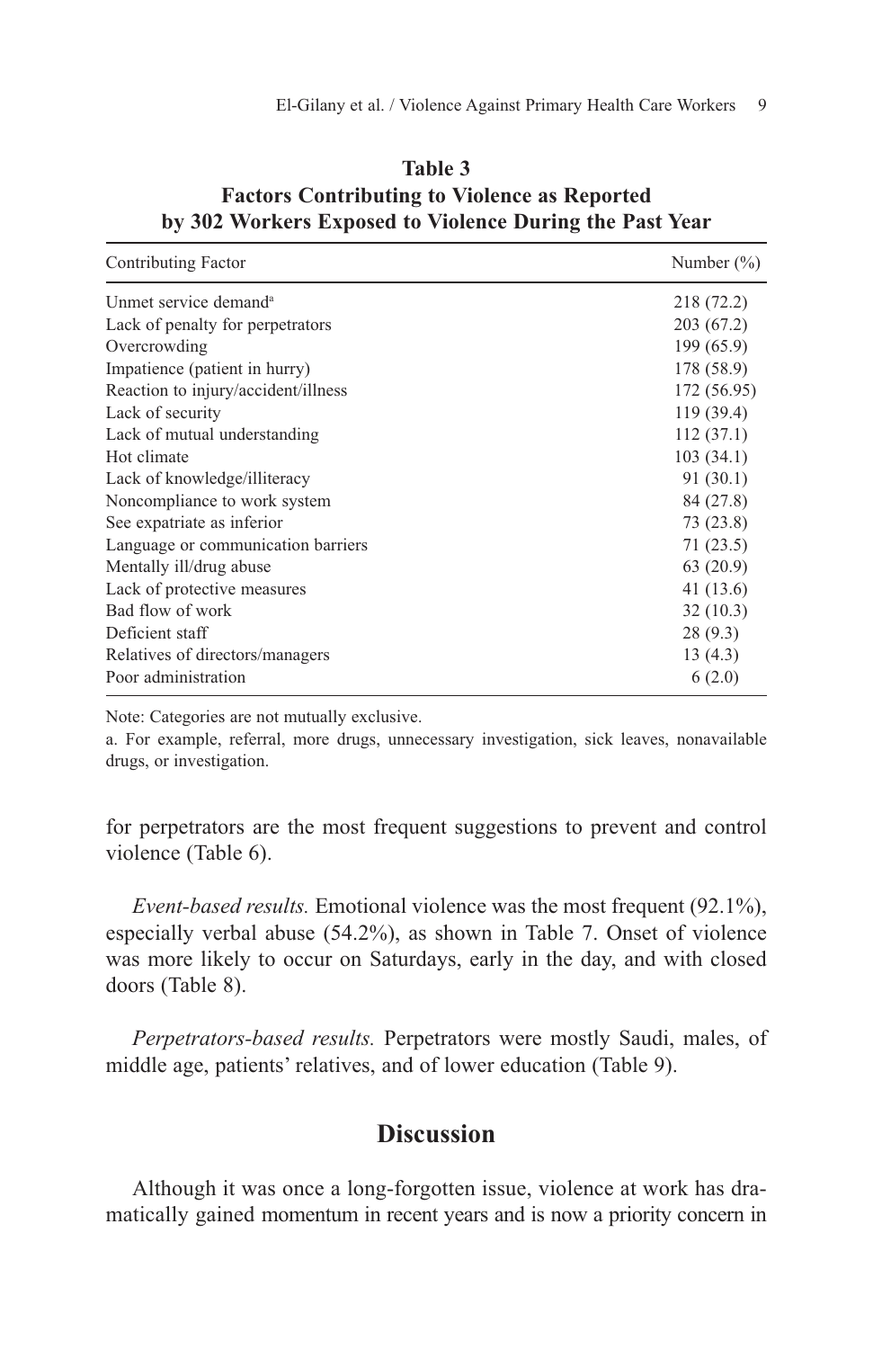**Table 3**
**Factors Contributing to Violence as Reported by 302 Workers Exposed to Violence During the Past Year**

| Contributing Factor | Number (%) |
|---|---|
| Unmet service demand[a] | 218 (72.2) |
| Lack of penalty for perpetrators | 203 (67.2) |
| Overcrowding | 199 (65.9) |
| Impatience (patient in hurry) | 178 (58.9) |
| Reaction to injury/accident/illness | 172 (56.95) |
| Lack of security | 119 (39.4) |
| Lack of mutual understanding | 112 (37.1) |
| Hot climate | 103 (34.1) |
| Lack of knowledge/illiteracy | 91 (30.1) |
| Noncompliance to work system | 84 (27.8) |
| See expatriate as inferior | 73 (23.8) |
| Language or communication barriers | 71 (23.5) |
| Mentally ill/drug abuse | 63 (20.9) |
| Lack of protective measures | 41 (13.6) |
| Bad flow of work | 32 (10.3) |
| Deficient staff | 28 (9.3) |
| Relatives of directors/managers | 13 (4.3) |
| Poor administration | 6 (2.0) |

Note: Categories are not mutually exclusive.

a. For example, referral, more drugs, unnecessary investigation, sick leaves, nonavailable drugs, or investigation.

for perpetrators are the most frequent suggestions to prevent and control violence (Table 6).

*Event-based results.* Emotional violence was the most frequent (92.1%), especially verbal abuse (54.2%), as shown in Table 7. Onset of violence was more likely to occur on Saturdays, early in the day, and with closed doors (Table 8).

*Perpetrators-based results.* Perpetrators were mostly Saudi, males, of middle age, patients' relatives, and of lower education (Table 9).

## Discussion

Although it was once a long-forgotten issue, violence at work has dramatically gained momentum in recent years and is now a priority concern in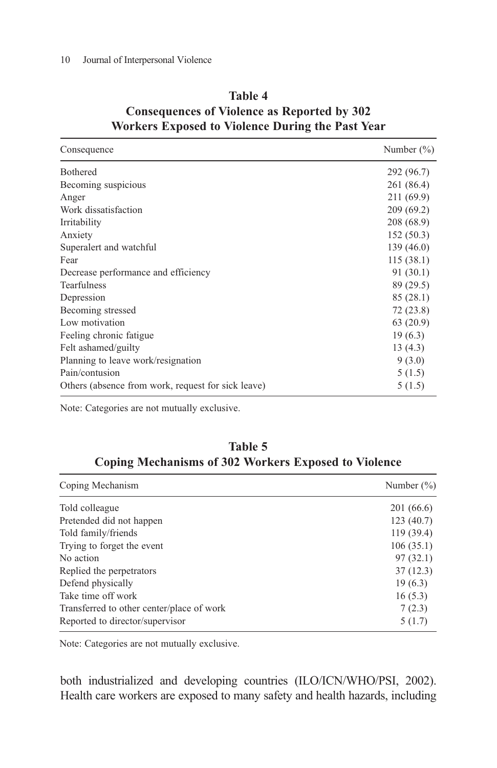**Table 4**
**Consequences of Violence as Reported by 302 Workers Exposed to Violence During the Past Year**

| Consequence | Number (%) |
|---|---|
| Bothered | 292 (96.7) |
| Becoming suspicious | 261 (86.4) |
| Anger | 211 (69.9) |
| Work dissatisfaction | 209 (69.2) |
| Irritability | 208 (68.9) |
| Anxiety | 152 (50.3) |
| Superalert and watchful | 139 (46.0) |
| Fear | 115 (38.1) |
| Decrease performance and efficiency | 91 (30.1) |
| Tearfulness | 89 (29.5) |
| Depression | 85 (28.1) |
| Becoming stressed | 72 (23.8) |
| Low motivation | 63 (20.9) |
| Feeling chronic fatigue | 19 (6.3) |
| Felt ashamed/guilty | 13 (4.3) |
| Planning to leave work/resignation | 9 (3.0) |
| Pain/contusion | 5 (1.5) |
| Others (absence from work, request for sick leave) | 5 (1.5) |

Note: Categories are not mutually exclusive.

**Table 5**
**Coping Mechanisms of 302 Workers Exposed to Violence**

| Coping Mechanism | Number (%) |
|---|---|
| Told colleague | 201 (66.6) |
| Pretended did not happen | 123 (40.7) |
| Told family/friends | 119 (39.4) |
| Trying to forget the event | 106 (35.1) |
| No action | 97 (32.1) |
| Replied the perpetrators | 37 (12.3) |
| Defend physically | 19 (6.3) |
| Take time off work | 16 (5.3) |
| Transferred to other center/place of work | 7 (2.3) |
| Reported to director/supervisor | 5 (1.7) |

Note: Categories are not mutually exclusive.

both industrialized and developing countries (ILO/ICN/WHO/PSI, 2002). Health care workers are exposed to many safety and health hazards, including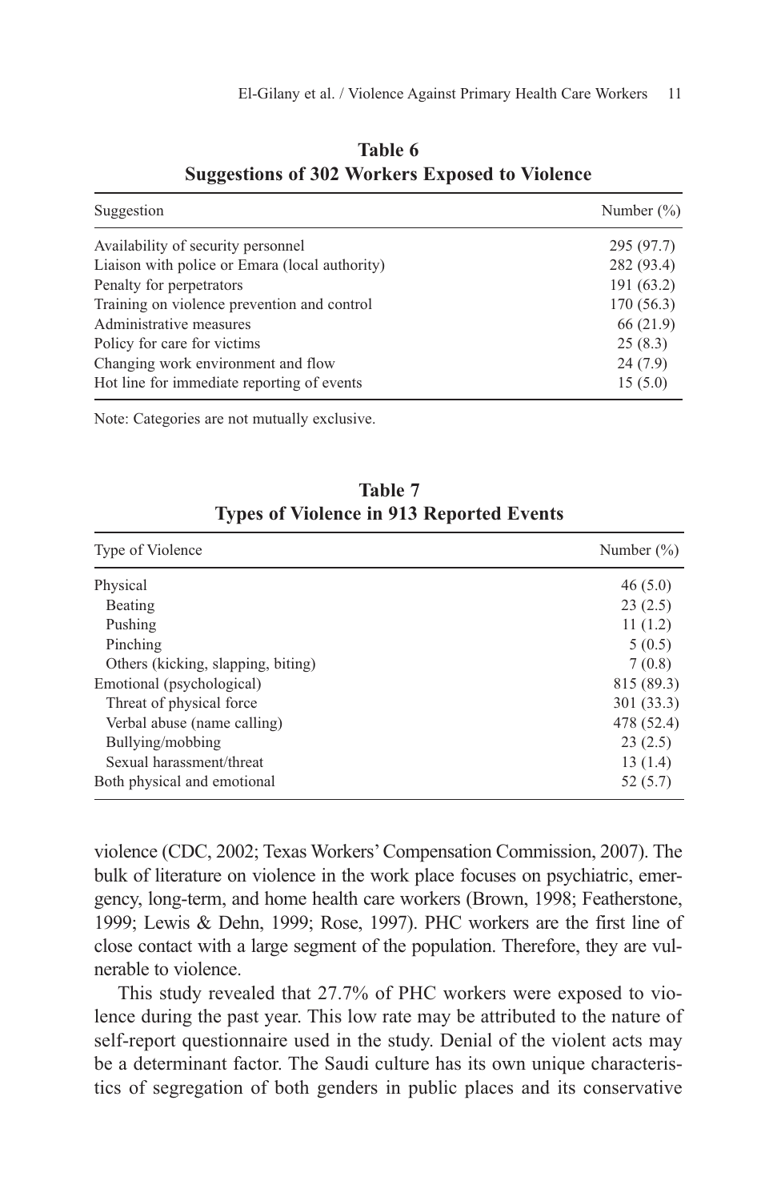**Table 6**
**Suggestions of 302 Workers Exposed to Violence**

| Suggestion | Number (%) |
|---|---|
| Availability of security personnel | 295 (97.7) |
| Liaison with police or Emara (local authority) | 282 (93.4) |
| Penalty for perpetrators | 191 (63.2) |
| Training on violence prevention and control | 170 (56.3) |
| Administrative measures | 66 (21.9) |
| Policy for care for victims | 25 (8.3) |
| Changing work environment and flow | 24 (7.9) |
| Hot line for immediate reporting of events | 15 (5.0) |

Note: Categories are not mutually exclusive.

**Table 7**
**Types of Violence in 913 Reported Events**

| Type of Violence | Number (%) |
|---|---|
| Physical | 46 (5.0) |
| Beating | 23 (2.5) |
| Pushing | 11 (1.2) |
| Pinching | 5 (0.5) |
| Others (kicking, slapping, biting) | 7 (0.8) |
| Emotional (psychological) | 815 (89.3) |
| Threat of physical force | 301 (33.3) |
| Verbal abuse (name calling) | 478 (52.4) |
| Bullying/mobbing | 23 (2.5) |
| Sexual harassment/threat | 13 (1.4) |
| Both physical and emotional | 52 (5.7) |

violence (CDC, 2002; Texas Workers' Compensation Commission, 2007). The bulk of literature on violence in the work place focuses on psychiatric, emergency, long-term, and home health care workers (Brown, 1998; Featherstone, 1999; Lewis & Dehn, 1999; Rose, 1997). PHC workers are the first line of close contact with a large segment of the population. Therefore, they are vulnerable to violence.

This study revealed that 27.7% of PHC workers were exposed to violence during the past year. This low rate may be attributed to the nature of self-report questionnaire used in the study. Denial of the violent acts may be a determinant factor. The Saudi culture has its own unique characteristics of segregation of both genders in public places and its conservative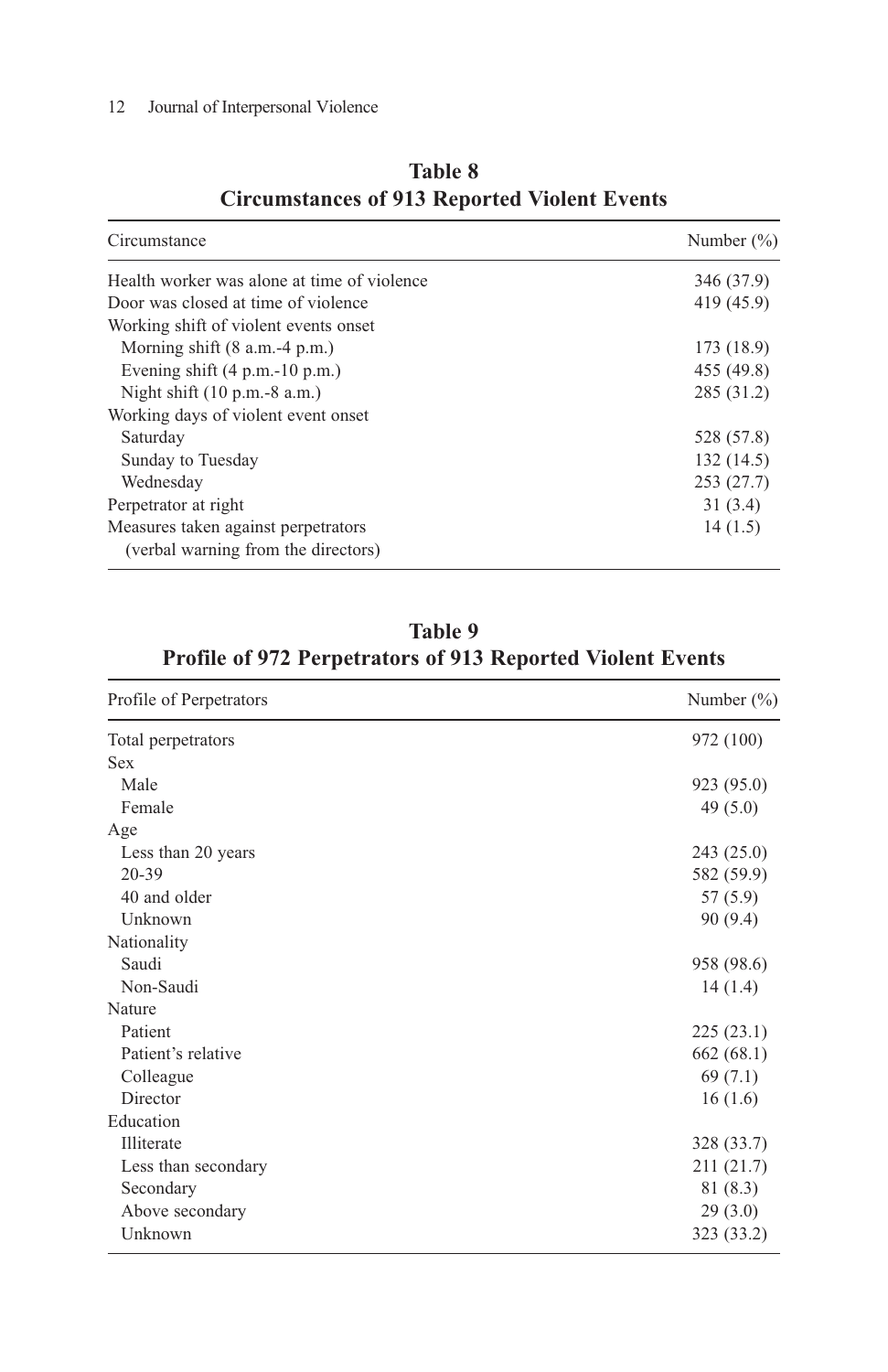**Table 8**
**Circumstances of 913 Reported Violent Events**

| Circumstance | Number (%) |
|---|---|
| Health worker was alone at time of violence | 346 (37.9) |
| Door was closed at time of violence | 419 (45.9) |
| Working shift of violent events onset | |
| Morning shift (8 a.m.-4 p.m.) | 173 (18.9) |
| Evening shift (4 p.m.-10 p.m.) | 455 (49.8) |
| Night shift (10 p.m.-8 a.m.) | 285 (31.2) |
| Working days of violent event onset | |
| Saturday | 528 (57.8) |
| Sunday to Tuesday | 132 (14.5) |
| Wednesday | 253 (27.7) |
| Perpetrator at right | 31 (3.4) |
| Measures taken against perpetrators (verbal warning from the directors) | 14 (1.5) |

**Table 9**
**Profile of 972 Perpetrators of 913 Reported Violent Events**

| Profile of Perpetrators | Number (%) |
|---|---|
| Total perpetrators | 972 (100) |
| Sex | |
| Male | 923 (95.0) |
| Female | 49 (5.0) |
| Age | |
| Less than 20 years | 243 (25.0) |
| 20-39 | 582 (59.9) |
| 40 and older | 57 (5.9) |
| Unknown | 90 (9.4) |
| Nationality | |
| Saudi | 958 (98.6) |
| Non-Saudi | 14 (1.4) |
| Nature | |
| Patient | 225 (23.1) |
| Patient's relative | 662 (68.1) |
| Colleague | 69 (7.1) |
| Director | 16 (1.6) |
| Education | |
| Illiterate | 328 (33.7) |
| Less than secondary | 211 (21.7) |
| Secondary | 81 (8.3) |
| Above secondary | 29 (3.0) |
| Unknown | 323 (33.2) |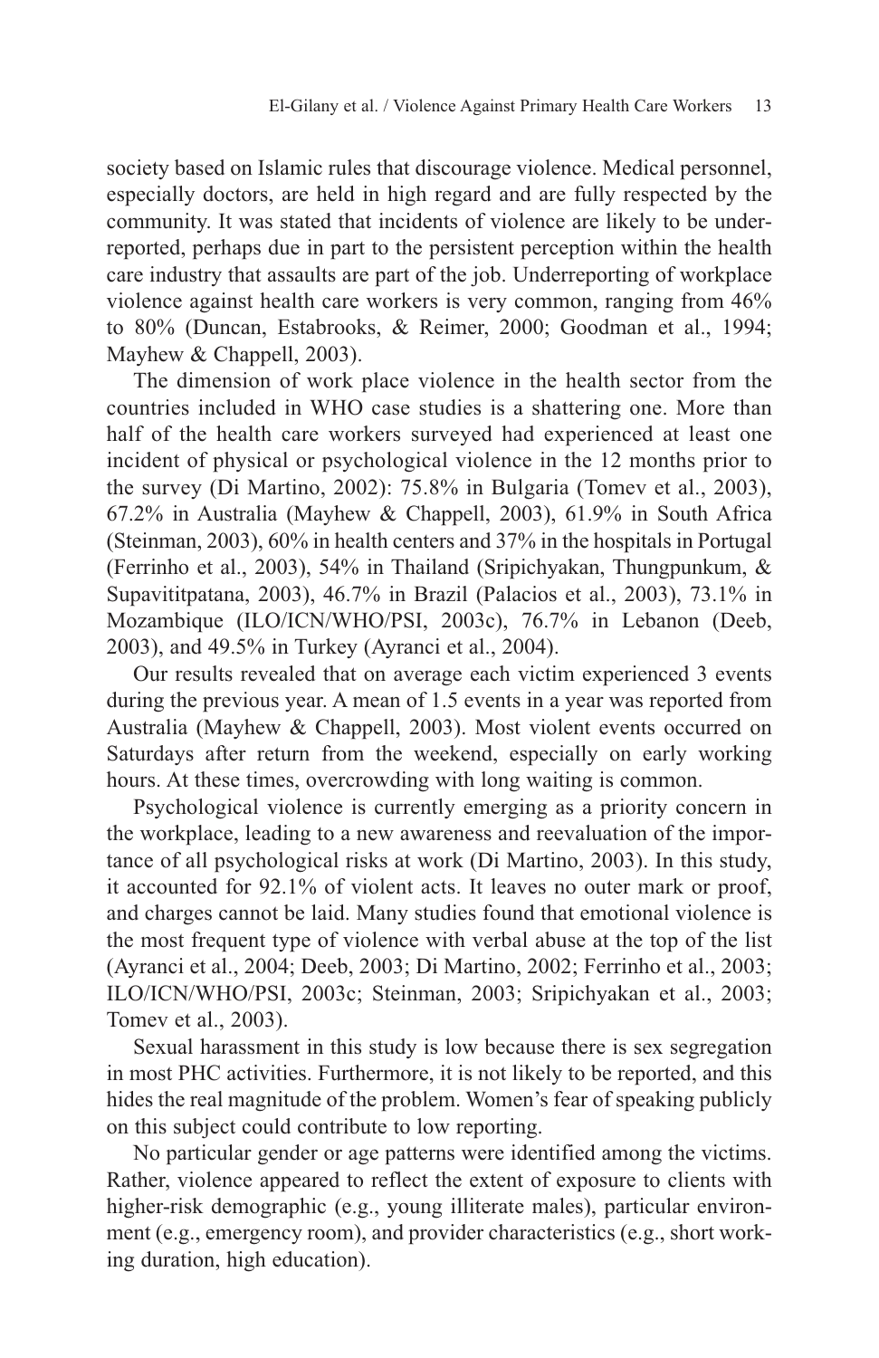society based on Islamic rules that discourage violence. Medical personnel, especially doctors, are held in high regard and are fully respected by the community. It was stated that incidents of violence are likely to be underreported, perhaps due in part to the persistent perception within the health care industry that assaults are part of the job. Underreporting of workplace violence against health care workers is very common, ranging from 46% to 80% (Duncan, Estabrooks, & Reimer, 2000; Goodman et al., 1994; Mayhew & Chappell, 2003).

The dimension of work place violence in the health sector from the countries included in WHO case studies is a shattering one. More than half of the health care workers surveyed had experienced at least one incident of physical or psychological violence in the 12 months prior to the survey (Di Martino, 2002): 75.8% in Bulgaria (Tomev et al., 2003), 67.2% in Australia (Mayhew & Chappell, 2003), 61.9% in South Africa (Steinman, 2003), 60% in health centers and 37% in the hospitals in Portugal (Ferrinho et al., 2003), 54% in Thailand (Sripichyakan, Thungpunkum, & Supavititpatana, 2003), 46.7% in Brazil (Palacios et al., 2003), 73.1% in Mozambique (ILO/ICN/WHO/PSI, 2003c), 76.7% in Lebanon (Deeb, 2003), and 49.5% in Turkey (Ayranci et al., 2004).

Our results revealed that on average each victim experienced 3 events during the previous year. A mean of 1.5 events in a year was reported from Australia (Mayhew & Chappell, 2003). Most violent events occurred on Saturdays after return from the weekend, especially on early working hours. At these times, overcrowding with long waiting is common.

Psychological violence is currently emerging as a priority concern in the workplace, leading to a new awareness and reevaluation of the importance of all psychological risks at work (Di Martino, 2003). In this study, it accounted for 92.1% of violent acts. It leaves no outer mark or proof, and charges cannot be laid. Many studies found that emotional violence is the most frequent type of violence with verbal abuse at the top of the list (Ayranci et al., 2004; Deeb, 2003; Di Martino, 2002; Ferrinho et al., 2003; ILO/ICN/WHO/PSI, 2003c; Steinman, 2003; Sripichyakan et al., 2003; Tomev et al., 2003).

Sexual harassment in this study is low because there is sex segregation in most PHC activities. Furthermore, it is not likely to be reported, and this hides the real magnitude of the problem. Women's fear of speaking publicly on this subject could contribute to low reporting.

No particular gender or age patterns were identified among the victims. Rather, violence appeared to reflect the extent of exposure to clients with higher-risk demographic (e.g., young illiterate males), particular environment (e.g., emergency room), and provider characteristics (e.g., short working duration, high education).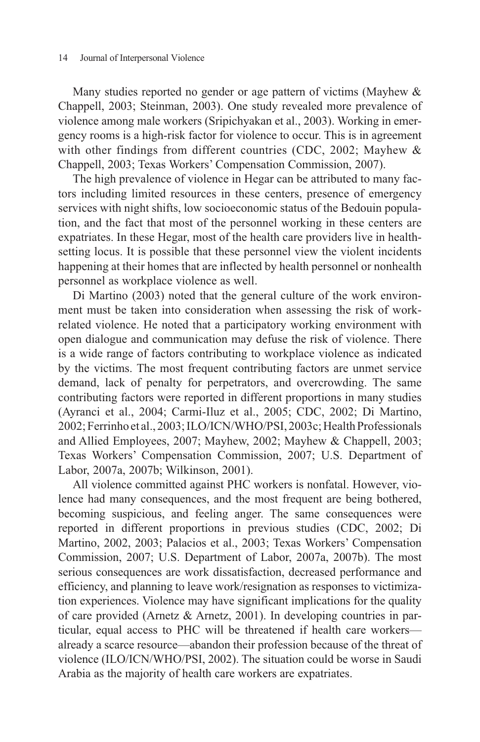Many studies reported no gender or age pattern of victims (Mayhew & Chappell, 2003; Steinman, 2003). One study revealed more prevalence of violence among male workers (Sripichyakan et al., 2003). Working in emergency rooms is a high-risk factor for violence to occur. This is in agreement with other findings from different countries (CDC, 2002; Mayhew & Chappell, 2003; Texas Workers' Compensation Commission, 2007).

The high prevalence of violence in Hegar can be attributed to many factors including limited resources in these centers, presence of emergency services with night shifts, low socioeconomic status of the Bedouin population, and the fact that most of the personnel working in these centers are expatriates. In these Hegar, most of the health care providers live in health-setting locus. It is possible that these personnel view the violent incidents happening at their homes that are inflected by health personnel or nonhealth personnel as workplace violence as well.

Di Martino (2003) noted that the general culture of the work environment must be taken into consideration when assessing the risk of work-related violence. He noted that a participatory working environment with open dialogue and communication may defuse the risk of violence. There is a wide range of factors contributing to workplace violence as indicated by the victims. The most frequent contributing factors are unmet service demand, lack of penalty for perpetrators, and overcrowding. The same contributing factors were reported in different proportions in many studies (Ayranci et al., 2004; Carmi-Iluz et al., 2005; CDC, 2002; Di Martino, 2002; Ferrinho et al., 2003; ILO/ICN/WHO/PSI, 2003c; Health Professionals and Allied Employees, 2007; Mayhew, 2002; Mayhew & Chappell, 2003; Texas Workers' Compensation Commission, 2007; U.S. Department of Labor, 2007a, 2007b; Wilkinson, 2001).

All violence committed against PHC workers is nonfatal. However, violence had many consequences, and the most frequent are being bothered, becoming suspicious, and feeling anger. The same consequences were reported in different proportions in previous studies (CDC, 2002; Di Martino, 2002, 2003; Palacios et al., 2003; Texas Workers' Compensation Commission, 2007; U.S. Department of Labor, 2007a, 2007b). The most serious consequences are work dissatisfaction, decreased performance and efficiency, and planning to leave work/resignation as responses to victimization experiences. Violence may have significant implications for the quality of care provided (Arnetz & Arnetz, 2001). In developing countries in particular, equal access to PHC will be threatened if health care workers—already a scarce resource—abandon their profession because of the threat of violence (ILO/ICN/WHO/PSI, 2002). The situation could be worse in Saudi Arabia as the majority of health care workers are expatriates.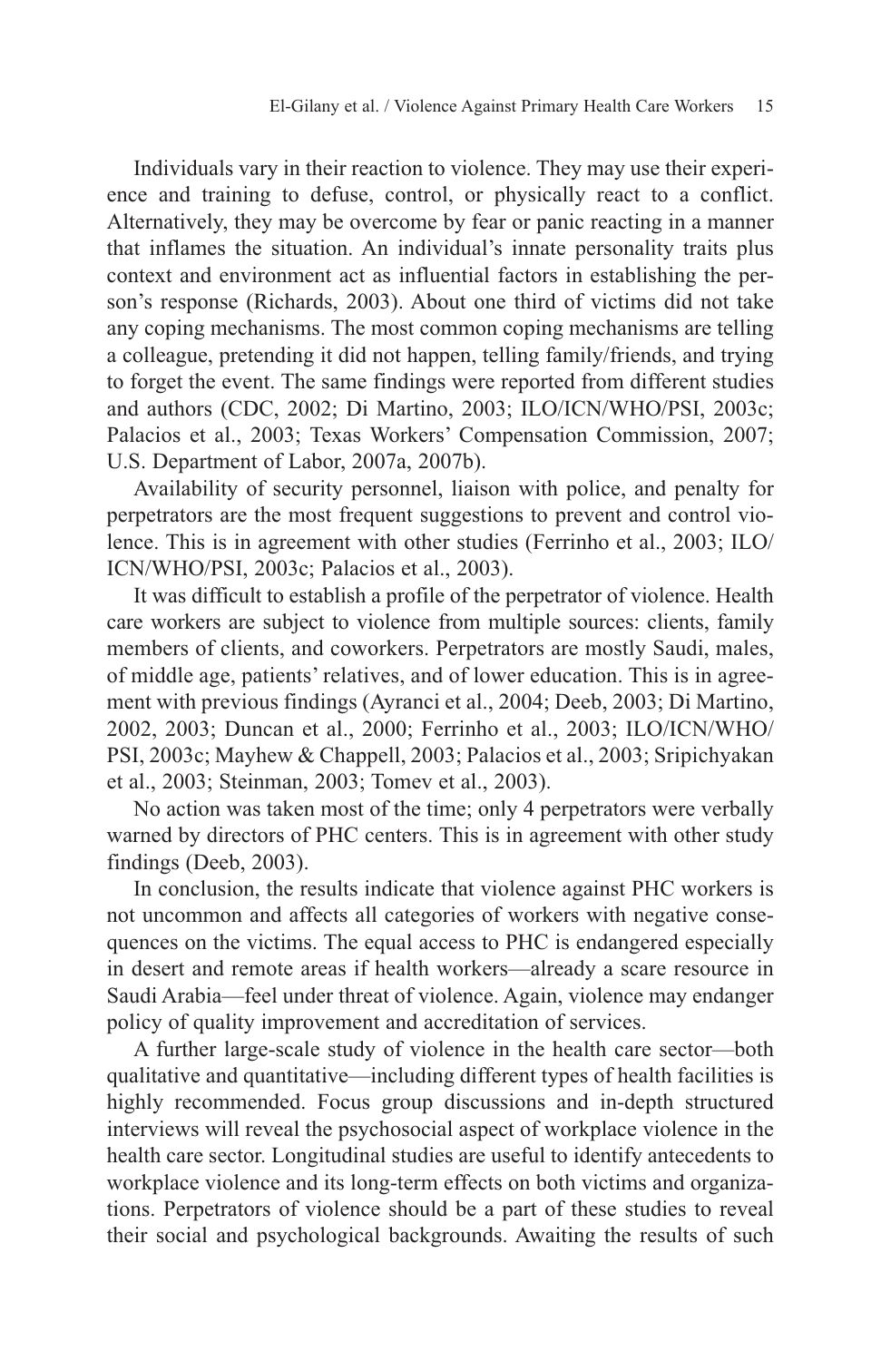Individuals vary in their reaction to violence. They may use their experience and training to defuse, control, or physically react to a conflict. Alternatively, they may be overcome by fear or panic reacting in a manner that inflames the situation. An individual's innate personality traits plus context and environment act as influential factors in establishing the person's response (Richards, 2003). About one third of victims did not take any coping mechanisms. The most common coping mechanisms are telling a colleague, pretending it did not happen, telling family/friends, and trying to forget the event. The same findings were reported from different studies and authors (CDC, 2002; Di Martino, 2003; ILO/ICN/WHO/PSI, 2003c; Palacios et al., 2003; Texas Workers' Compensation Commission, 2007; U.S. Department of Labor, 2007a, 2007b).

Availability of security personnel, liaison with police, and penalty for perpetrators are the most frequent suggestions to prevent and control violence. This is in agreement with other studies (Ferrinho et al., 2003; ILO/ICN/WHO/PSI, 2003c; Palacios et al., 2003).

It was difficult to establish a profile of the perpetrator of violence. Health care workers are subject to violence from multiple sources: clients, family members of clients, and coworkers. Perpetrators are mostly Saudi, males, of middle age, patients' relatives, and of lower education. This is in agreement with previous findings (Ayranci et al., 2004; Deeb, 2003; Di Martino, 2002, 2003; Duncan et al., 2000; Ferrinho et al., 2003; ILO/ICN/WHO/PSI, 2003c; Mayhew & Chappell, 2003; Palacios et al., 2003; Sripichyakan et al., 2003; Steinman, 2003; Tomev et al., 2003).

No action was taken most of the time; only 4 perpetrators were verbally warned by directors of PHC centers. This is in agreement with other study findings (Deeb, 2003).

In conclusion, the results indicate that violence against PHC workers is not uncommon and affects all categories of workers with negative consequences on the victims. The equal access to PHC is endangered especially in desert and remote areas if health workers—already a scare resource in Saudi Arabia—feel under threat of violence. Again, violence may endanger policy of quality improvement and accreditation of services.

A further large-scale study of violence in the health care sector—both qualitative and quantitative—including different types of health facilities is highly recommended. Focus group discussions and in-depth structured interviews will reveal the psychosocial aspect of workplace violence in the health care sector. Longitudinal studies are useful to identify antecedents to workplace violence and its long-term effects on both victims and organizations. Perpetrators of violence should be a part of these studies to reveal their social and psychological backgrounds. Awaiting the results of such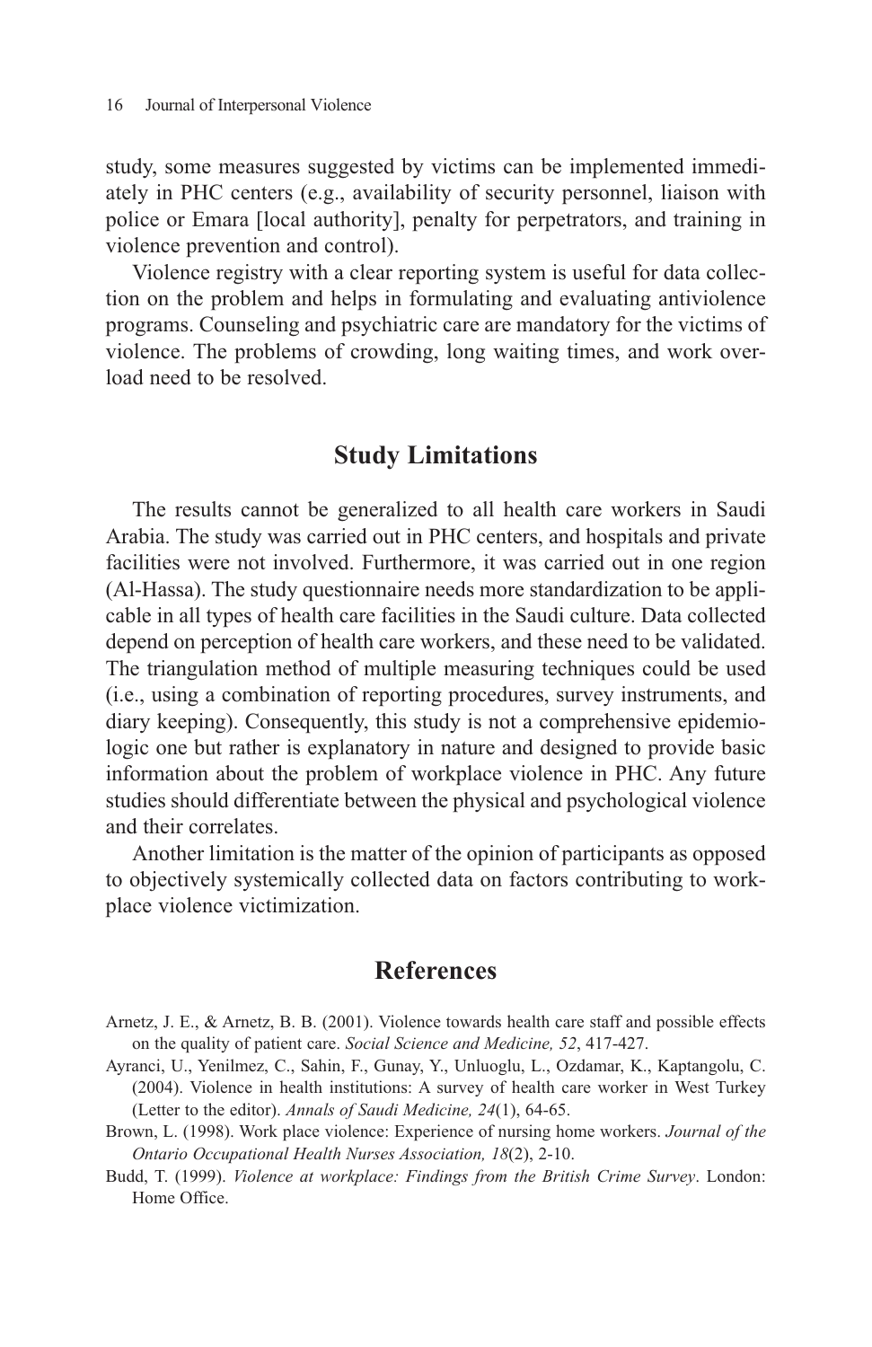study, some measures suggested by victims can be implemented immediately in PHC centers (e.g., availability of security personnel, liaison with police or Emara [local authority], penalty for perpetrators, and training in violence prevention and control).

Violence registry with a clear reporting system is useful for data collection on the problem and helps in formulating and evaluating antiviolence programs. Counseling and psychiatric care are mandatory for the victims of violence. The problems of crowding, long waiting times, and work overload need to be resolved.

## Study Limitations

The results cannot be generalized to all health care workers in Saudi Arabia. The study was carried out in PHC centers, and hospitals and private facilities were not involved. Furthermore, it was carried out in one region (Al-Hassa). The study questionnaire needs more standardization to be applicable in all types of health care facilities in the Saudi culture. Data collected depend on perception of health care workers, and these need to be validated. The triangulation method of multiple measuring techniques could be used (i.e., using a combination of reporting procedures, survey instruments, and diary keeping). Consequently, this study is not a comprehensive epidemiologic one but rather is explanatory in nature and designed to provide basic information about the problem of workplace violence in PHC. Any future studies should differentiate between the physical and psychological violence and their correlates.

Another limitation is the matter of the opinion of participants as opposed to objectively systemically collected data on factors contributing to workplace violence victimization.

## References

Arnetz, J. E., & Arnetz, B. B. (2001). Violence towards health care staff and possible effects on the quality of patient care. *Social Science and Medicine, 52*, 417-427.

Ayranci, U., Yenilmez, C., Sahin, F., Gunay, Y., Unluoglu, L., Ozdamar, K., Kaptangolu, C. (2004). Violence in health institutions: A survey of health care worker in West Turkey (Letter to the editor). *Annals of Saudi Medicine, 24*(1), 64-65.

Brown, L. (1998). Work place violence: Experience of nursing home workers. *Journal of the Ontario Occupational Health Nurses Association, 18*(2), 2-10.

Budd, T. (1999). *Violence at workplace: Findings from the British Crime Survey*. London: Home Office.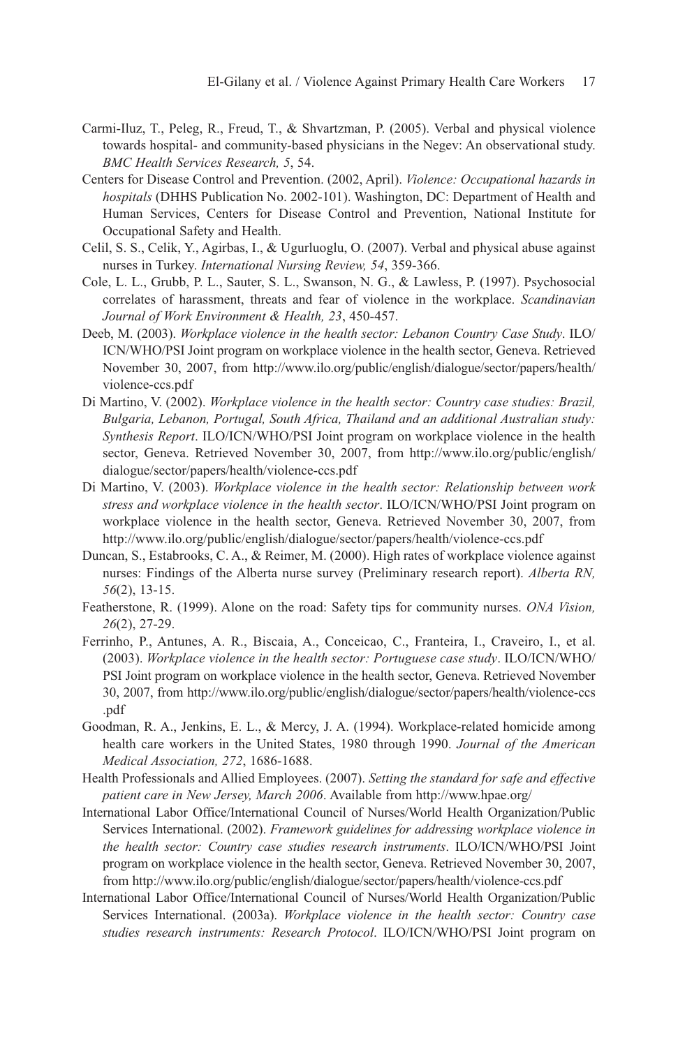Carmi-Iluz, T., Peleg, R., Freud, T., & Shvartzman, P. (2005). Verbal and physical violence towards hospital- and community-based physicians in the Negev: An observational study. *BMC Health Services Research, 5*, 54.

Centers for Disease Control and Prevention. (2002, April). *Violence: Occupational hazards in hospitals* (DHHS Publication No. 2002-101). Washington, DC: Department of Health and Human Services, Centers for Disease Control and Prevention, National Institute for Occupational Safety and Health.

Celil, S. S., Celik, Y., Agirbas, I., & Ugurluoglu, O. (2007). Verbal and physical abuse against nurses in Turkey. *International Nursing Review, 54*, 359-366.

Cole, L. L., Grubb, P. L., Sauter, S. L., Swanson, N. G., & Lawless, P. (1997). Psychosocial correlates of harassment, threats and fear of violence in the workplace. *Scandinavian Journal of Work Environment & Health, 23*, 450-457.

Deeb, M. (2003). *Workplace violence in the health sector: Lebanon Country Case Study*. ILO/ICN/WHO/PSI Joint program on workplace violence in the health sector, Geneva. Retrieved November 30, 2007, from http://www.ilo.org/public/english/dialogue/sector/papers/health/violence-ccs.pdf

Di Martino, V. (2002). *Workplace violence in the health sector: Country case studies: Brazil, Bulgaria, Lebanon, Portugal, South Africa, Thailand and an additional Australian study: Synthesis Report*. ILO/ICN/WHO/PSI Joint program on workplace violence in the health sector, Geneva. Retrieved November 30, 2007, from http://www.ilo.org/public/english/dialogue/sector/papers/health/violence-ccs.pdf

Di Martino, V. (2003). *Workplace violence in the health sector: Relationship between work stress and workplace violence in the health sector*. ILO/ICN/WHO/PSI Joint program on workplace violence in the health sector, Geneva. Retrieved November 30, 2007, from http://www.ilo.org/public/english/dialogue/sector/papers/health/violence-ccs.pdf

Duncan, S., Estabrooks, C. A., & Reimer, M. (2000). High rates of workplace violence against nurses: Findings of the Alberta nurse survey (Preliminary research report). *Alberta RN, 56*(2), 13-15.

Featherstone, R. (1999). Alone on the road: Safety tips for community nurses. *ONA Vision, 26*(2), 27-29.

Ferrinho, P., Antunes, A. R., Biscaia, A., Conceicao, C., Franteira, I., Craveiro, I., et al. (2003). *Workplace violence in the health sector: Portuguese case study*. ILO/ICN/WHO/PSI Joint program on workplace violence in the health sector, Geneva. Retrieved November 30, 2007, from http://www.ilo.org/public/english/dialogue/sector/papers/health/violence-ccs.pdf

Goodman, R. A., Jenkins, E. L., & Mercy, J. A. (1994). Workplace-related homicide among health care workers in the United States, 1980 through 1990. *Journal of the American Medical Association, 272*, 1686-1688.

Health Professionals and Allied Employees. (2007). *Setting the standard for safe and effective patient care in New Jersey, March 2006*. Available from http://www.hpae.org/

International Labor Office/International Council of Nurses/World Health Organization/Public Services International. (2002). *Framework guidelines for addressing workplace violence in the health sector: Country case studies research instruments*. ILO/ICN/WHO/PSI Joint program on workplace violence in the health sector, Geneva. Retrieved November 30, 2007, from http://www.ilo.org/public/english/dialogue/sector/papers/health/violence-ccs.pdf

International Labor Office/International Council of Nurses/World Health Organization/Public Services International. (2003a). *Workplace violence in the health sector: Country case studies research instruments: Research Protocol*. ILO/ICN/WHO/PSI Joint program on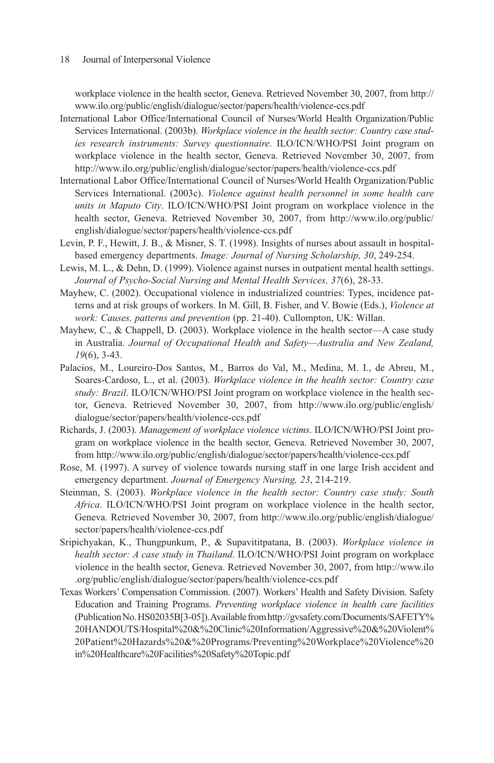workplace violence in the health sector, Geneva. Retrieved November 30, 2007, from http://www.ilo.org/public/english/dialogue/sector/papers/health/violence-ccs.pdf

International Labor Office/International Council of Nurses/World Health Organization/Public Services International. (2003b). *Workplace violence in the health sector: Country case studies research instruments: Survey questionnaire*. ILO/ICN/WHO/PSI Joint program on workplace violence in the health sector, Geneva. Retrieved November 30, 2007, from http://www.ilo.org/public/english/dialogue/sector/papers/health/violence-ccs.pdf

International Labor Office/International Council of Nurses/World Health Organization/Public Services International. (2003c). *Violence against health personnel in some health care units in Maputo City*. ILO/ICN/WHO/PSI Joint program on workplace violence in the health sector, Geneva. Retrieved November 30, 2007, from http://www.ilo.org/public/english/dialogue/sector/papers/health/violence-ccs.pdf

Levin, P. F., Hewitt, J. B., & Misner, S. T. (1998). Insights of nurses about assault in hospital-based emergency departments. *Image: Journal of Nursing Scholarship, 30*, 249-254.

Lewis, M. L., & Dehn, D. (1999). Violence against nurses in outpatient mental health settings. *Journal of Psycho-Social Nursing and Mental Health Services, 37*(6), 28-33.

Mayhew, C. (2002). Occupational violence in industrialized countries: Types, incidence patterns and at risk groups of workers. In M. Gill, B. Fisher, and V. Bowie (Eds.), *Violence at work: Causes, patterns and prevention* (pp. 21-40). Cullompton, UK: Willan.

Mayhew, C., & Chappell, D. (2003). Workplace violence in the health sector—A case study in Australia. *Journal of Occupational Health and Safety—Australia and New Zealand, 19*(6), 3-43.

Palacios, M., Loureiro-Dos Santos, M., Barros do Val, M., Medina, M. I., de Abreu, M., Soares-Cardoso, L., et al. (2003). *Workplace violence in the health sector: Country case study: Brazil*. ILO/ICN/WHO/PSI Joint program on workplace violence in the health sector, Geneva. Retrieved November 30, 2007, from http://www.ilo.org/public/english/dialogue/sector/papers/health/violence-ccs.pdf

Richards, J. (2003). *Management of workplace violence victims*. ILO/ICN/WHO/PSI Joint program on workplace violence in the health sector, Geneva. Retrieved November 30, 2007, from http://www.ilo.org/public/english/dialogue/sector/papers/health/violence-ccs.pdf

Rose, M. (1997). A survey of violence towards nursing staff in one large Irish accident and emergency department. *Journal of Emergency Nursing, 23*, 214-219.

Steinman, S. (2003). *Workplace violence in the health sector: Country case study: South Africa*. ILO/ICN/WHO/PSI Joint program on workplace violence in the health sector, Geneva. Retrieved November 30, 2007, from http://www.ilo.org/public/english/dialogue/sector/papers/health/violence-ccs.pdf

Sripichyakan, K., Thungpunkum, P., & Supavititpatana, B. (2003). *Workplace violence in health sector: A case study in Thailand*. ILO/ICN/WHO/PSI Joint program on workplace violence in the health sector, Geneva. Retrieved November 30, 2007, from http://www.ilo.org/public/english/dialogue/sector/papers/health/violence-ccs.pdf

Texas Workers' Compensation Commission. (2007). Workers' Health and Safety Division. Safety Education and Training Programs. *Preventing workplace violence in health care facilities* (Publication No. HS02035B[3-05]). Available from http://gvsafety.com/Documents/SAFETY%20HANDOUTS/Hospital%20&%20Clinic%20Information/Aggressive%20&%20Violent%20Patient%20Hazards%20&%20Programs/Preventing%20Workplace%20Violence%20in%20Healthcare%20Facilities%20Safety%20Topic.pdf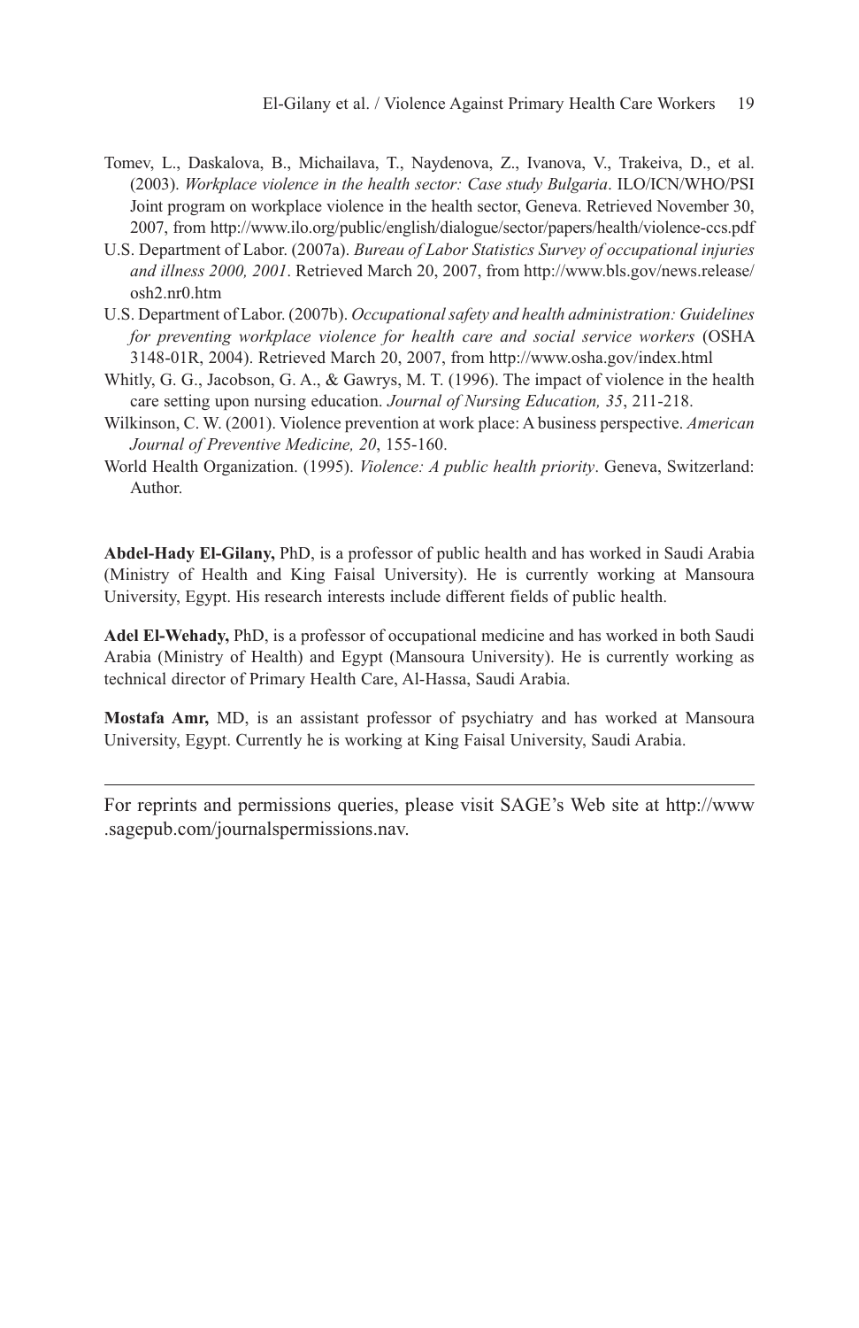Tomev, L., Daskalova, B., Michailava, T., Naydenova, Z., Ivanova, V., Trakeiva, D., et al. (2003). *Workplace violence in the health sector: Case study Bulgaria*. ILO/ICN/WHO/PSI Joint program on workplace violence in the health sector, Geneva. Retrieved November 30, 2007, from http://www.ilo.org/public/english/dialogue/sector/papers/health/violence-ccs.pdf

U.S. Department of Labor. (2007a). *Bureau of Labor Statistics Survey of occupational injuries and illness 2000, 2001*. Retrieved March 20, 2007, from http://www.bls.gov/news.release/osh2.nr0.htm

U.S. Department of Labor. (2007b). *Occupational safety and health administration: Guidelines for preventing workplace violence for health care and social service workers* (OSHA 3148-01R, 2004). Retrieved March 20, 2007, from http://www.osha.gov/index.html

Whitly, G. G., Jacobson, G. A., & Gawrys, M. T. (1996). The impact of violence in the health care setting upon nursing education. *Journal of Nursing Education, 35*, 211-218.

Wilkinson, C. W. (2001). Violence prevention at work place: A business perspective. *American Journal of Preventive Medicine, 20*, 155-160.

World Health Organization. (1995). *Violence: A public health priority*. Geneva, Switzerland: Author.

**Abdel-Hady El-Gilany,** PhD, is a professor of public health and has worked in Saudi Arabia (Ministry of Health and King Faisal University). He is currently working at Mansoura University, Egypt. His research interests include different fields of public health.

**Adel El-Wehady,** PhD, is a professor of occupational medicine and has worked in both Saudi Arabia (Ministry of Health) and Egypt (Mansoura University). He is currently working as technical director of Primary Health Care, Al-Hassa, Saudi Arabia.

**Mostafa Amr,** MD, is an assistant professor of psychiatry and has worked at Mansoura University, Egypt. Currently he is working at King Faisal University, Saudi Arabia.

---

For reprints and permissions queries, please visit SAGE's Web site at http://www.sagepub.com/journalspermissions.nav.